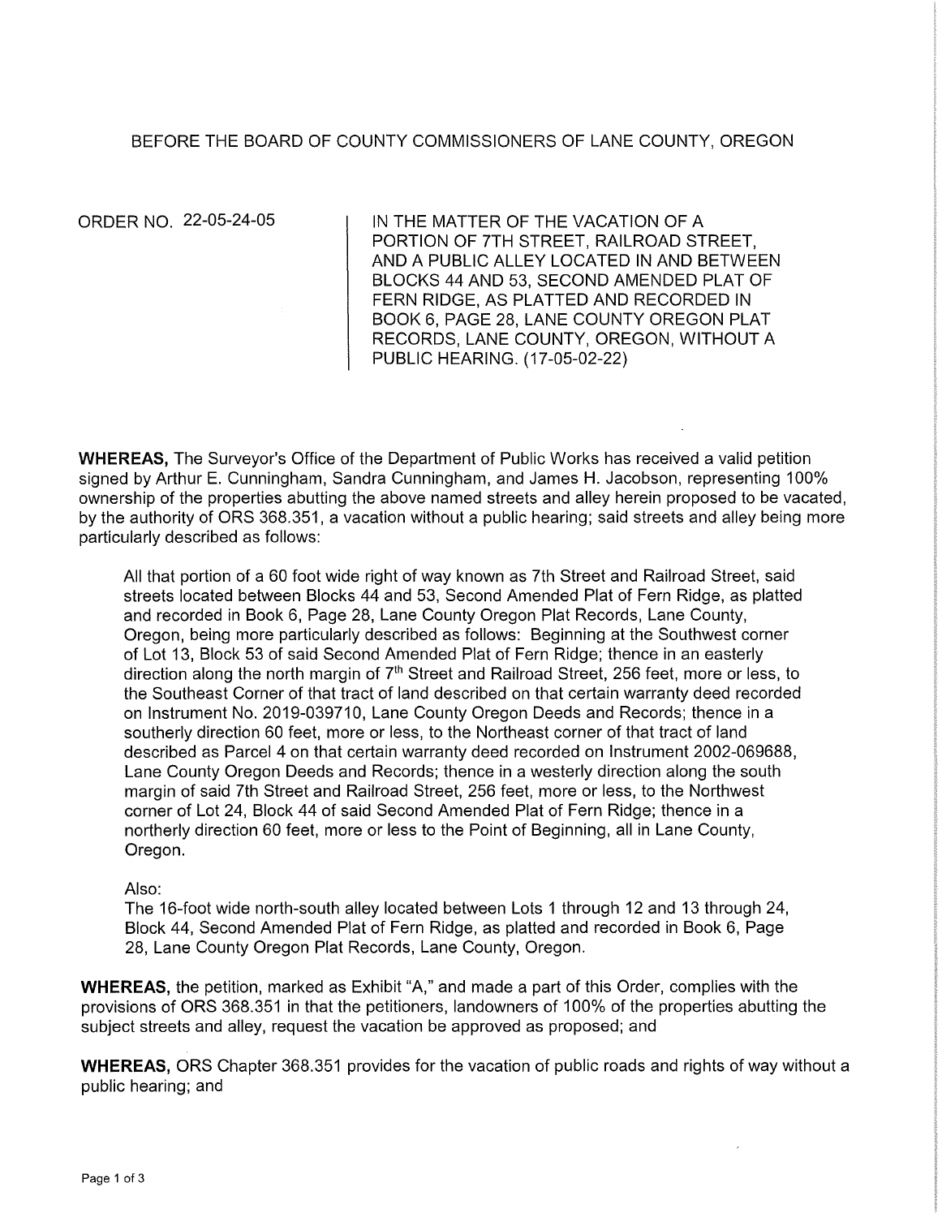BEFORE THE BOARD OF COUNTY COMMISSIONERS OF LANE COUNTY, OREGON

ORDER NO. 22-05-24-05

IN THE MATTER OF THE VACATION OF A PORTION OF 7TH STREET, RAILROAD STREET, AND A PUBLIC ALLEY LOCATED IN AND BETWEEN BLOCKS 44 AND 53, SECOND AMENDED PLAT OF FERN RIDGE, AS PLATTED AND RECORDED IN BOOK 6, PAGE 28, LANE COUNTY OREGON PLAT RECORDS, LANE COUNTY, OREGON, WITHOUT A PUBLIC HEARING. (17-05-02-22)

**WHEREAS,** The Surveyor's Office of the Department of Public Works has received a valid petition signed by Arthur E. Cunningham, Sandra Cunningham, and James H. Jacobson, representing 100% ownership of the properties abutting the above named streets and alley herein proposed to be vacated, by the authority of ORS 368.351, a vacation without a public hearing; said streets and alley being more particularly described as follows:

> All that portion of a 60 foot wide right of way known as 7th Street and Railroad Street, said streets located between Blocks 44 and 53, Second Amended Plat of Fern Ridge, as platted and recorded in Book 6, Page 28, Lane County Oregon Plat Records, Lane County, Oregon, being more particularly described as follows: Beginning at the Southwest corner of Lot 13, Block 53 of said Second Amended Plat of Fern Ridge; thence in an easterly direction along the north margin of 7th Street and Railroad Street, 256 feet, more or less, to the Southeast Corner of that tract of land described on that certain warranty deed recorded on Instrument No. 2019-039710, Lane County Oregon Deeds and Records; thence in a southerly direction 60 feet, more or less, to the Northeast corner of that tract of land described as Parcel 4 on that certain warranty deed recorded on Instrument 2002-069688, Lane County Oregon Deeds and Records; thence in a westerly direction along the south margin of said 7th Street and Railroad Street, 256 feet, more or less, to the Northwest corner of Lot 24, Block 44 of said Second Amended Plat of Fern Ridge; thence in a northerly direction 60 feet, more or less to the Point of Beginning, all in Lane County, Oregon.
>
> Also:
> The 16-foot wide north-south alley located between Lots 1 through 12 and 13 through 24, Block 44, Second Amended Plat of Fern Ridge, as platted and recorded in Book 6, Page 28, Lane County Oregon Plat Records, Lane County, Oregon.

**WHEREAS,** the petition, marked as Exhibit "A," and made a part of this Order, complies with the provisions of ORS 368.351 in that the petitioners, landowners of 100% of the properties abutting the subject streets and alley, request the vacation be approved as proposed; and

**WHEREAS,** ORS Chapter 368.351 provides for the vacation of public roads and rights of way without a public hearing; and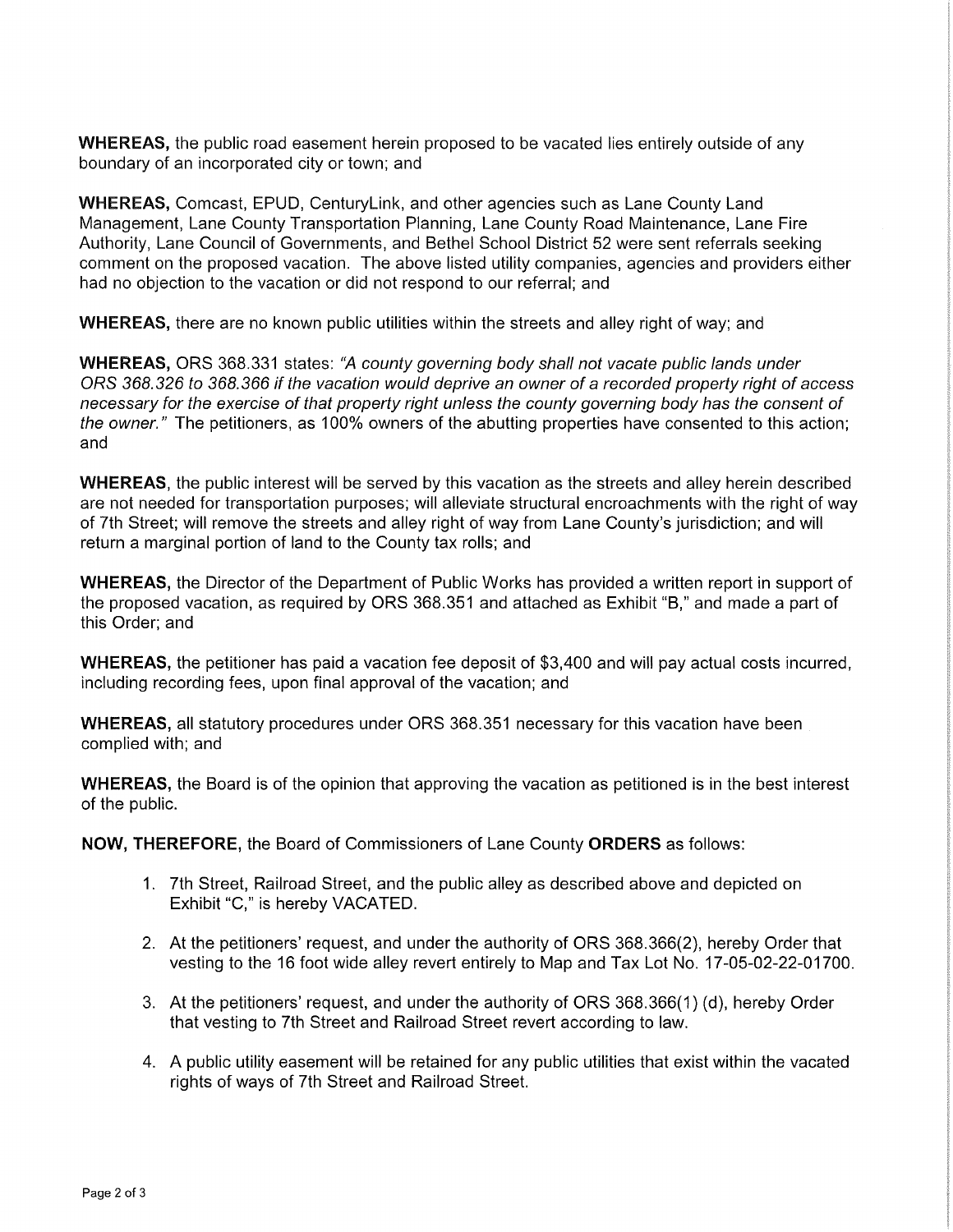**WHEREAS,** the public road easement herein proposed to be vacated lies entirely outside of any boundary of an incorporated city or town; and

**WHEREAS,** Comcast, EPUD, CenturyLink, and other agencies such as Lane County Land Management, Lane County Transportation Planning, Lane County Road Maintenance, Lane Fire Authority, Lane Council of Governments, and Bethel School District 52 were sent referrals seeking comment on the proposed vacation. The above listed utility companies, agencies and providers either had no objection to the vacation or did not respond to our referral; and

**WHEREAS,** there are no known public utilities within the streets and alley right of way; and

**WHEREAS,** ORS 368.331 states: *"A county governing body shall not vacate public lands under ORS 368.326 to 368.366 if the vacation would deprive an owner of a recorded property right of access necessary for the exercise of that property right unless the county governing body has the consent of the owner."* The petitioners, as 100% owners of the abutting properties have consented to this action; and

**WHEREAS**, the public interest will be served by this vacation as the streets and alley herein described are not needed for transportation purposes; will alleviate structural encroachments with the right of way of 7th Street; will remove the streets and alley right of way from Lane County's jurisdiction; and will return a marginal portion of land to the County tax rolls; and

**WHEREAS,** the Director of the Department of Public Works has provided a written report in support of the proposed vacation, as required by ORS 368.351 and attached as Exhibit "B," and made a part of this Order; and

**WHEREAS,** the petitioner has paid a vacation fee deposit of $3,400 and will pay actual costs incurred, including recording fees, upon final approval of the vacation; and

**WHEREAS,** all statutory procedures under ORS 368.351 necessary for this vacation have been complied with; and

**WHEREAS,** the Board is of the opinion that approving the vacation as petitioned is in the best interest of the public.

**NOW, THEREFORE,** the Board of Commissioners of Lane County **ORDERS** as follows:

1. 7th Street, Railroad Street, and the public alley as described above and depicted on Exhibit "C," is hereby VACATED.
2. At the petitioners' request, and under the authority of ORS 368.366(2), hereby Order that vesting to the 16 foot wide alley revert entirely to Map and Tax Lot No. 17-05-02-22-01700.
3. At the petitioners' request, and under the authority of ORS 368.366(1) (d), hereby Order that vesting to 7th Street and Railroad Street revert according to law.
4. A public utility easement will be retained for any public utilities that exist within the vacated rights of ways of 7th Street and Railroad Street.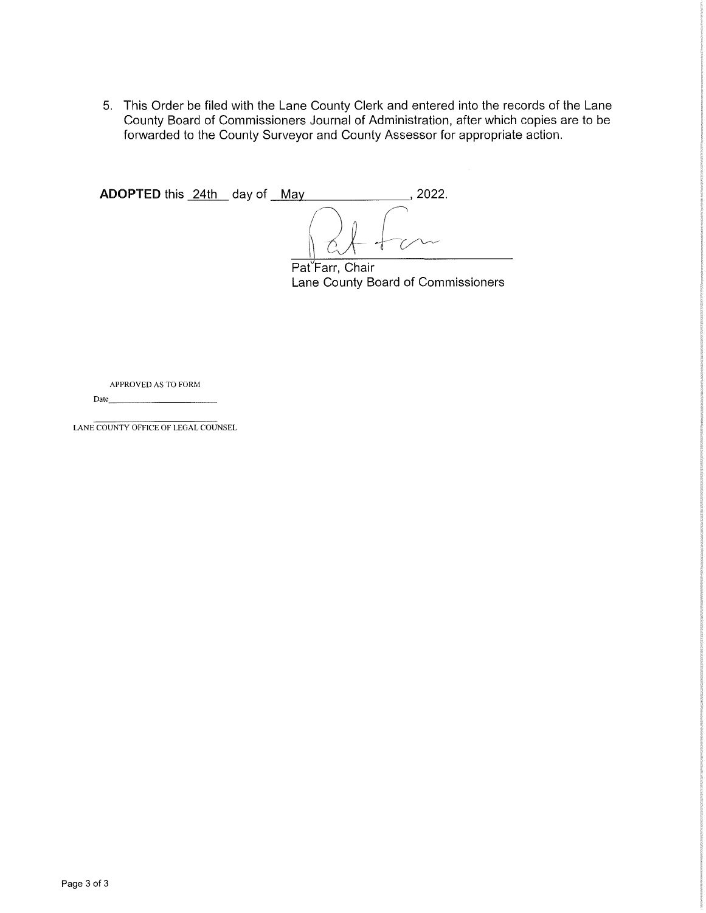5. This Order be filed with the Lane County Clerk and entered into the records of the Lane County Board of Commissioners Journal of Administration, after which copies are to be forwarded to the County Surveyor and County Assessor for appropriate action.

**ADOPTED** this 24th day of May, 2022.

Pat Farr, Chair
Lane County Board of Commissioners

APPROVED AS TO FORM

Date\_\_\_\_\_\_\_\_\_\_\_\_\_\_\_\_\_\_\_\_\_\_\_\_

LANE COUNTY OFFICE OF LEGAL COUNSEL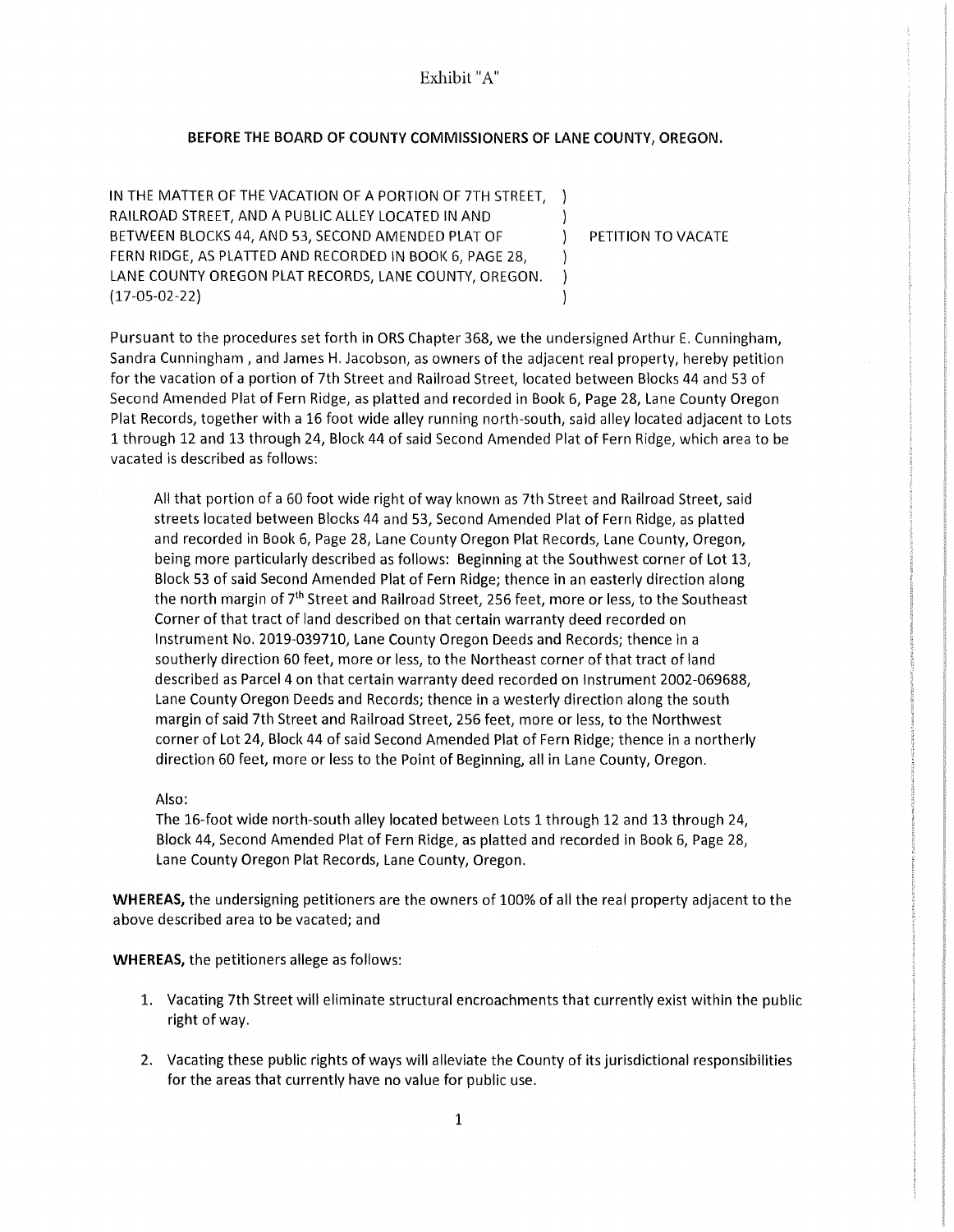Exhibit "A"

**BEFORE THE BOARD OF COUNTY COMMISSIONERS OF LANE COUNTY, OREGON.**

IN THE MATTER OF THE VACATION OF A PORTION OF 7TH STREET, )
RAILROAD STREET, AND A PUBLIC ALLEY LOCATED IN AND )
BETWEEN BLOCKS 44, AND 53, SECOND AMENDED PLAT OF ) PETITION TO VACATE
FERN RIDGE, AS PLATTED AND RECORDED IN BOOK 6, PAGE 28, )
LANE COUNTY OREGON PLAT RECORDS, LANE COUNTY, OREGON. )
(17-05-02-22) )

Pursuant to the procedures set forth in ORS Chapter 368, we the undersigned Arthur E. Cunningham, Sandra Cunningham , and James H. Jacobson, as owners of the adjacent real property, hereby petition for the vacation of a portion of 7th Street and Railroad Street, located between Blocks 44 and 53 of Second Amended Plat of Fern Ridge, as platted and recorded in Book 6, Page 28, Lane County Oregon Plat Records, together with a 16 foot wide alley running north-south, said alley located adjacent to Lots 1 through 12 and 13 through 24, Block 44 of said Second Amended Plat of Fern Ridge, which area to be vacated is described as follows:

> All that portion of a 60 foot wide right of way known as 7th Street and Railroad Street, said streets located between Blocks 44 and 53, Second Amended Plat of Fern Ridge, as platted and recorded in Book 6, Page 28, Lane County Oregon Plat Records, Lane County, Oregon, being more particularly described as follows: Beginning at the Southwest corner of Lot 13, Block 53 of said Second Amended Plat of Fern Ridge; thence in an easterly direction along the north margin of 7th Street and Railroad Street, 256 feet, more or less, to the Southeast Corner of that tract of land described on that certain warranty deed recorded on Instrument No. 2019-039710, Lane County Oregon Deeds and Records; thence in a southerly direction 60 feet, more or less, to the Northeast corner of that tract of land described as Parcel 4 on that certain warranty deed recorded on Instrument 2002-069688, Lane County Oregon Deeds and Records; thence in a westerly direction along the south margin of said 7th Street and Railroad Street, 256 feet, more or less, to the Northwest corner of Lot 24, Block 44 of said Second Amended Plat of Fern Ridge; thence in a northerly direction 60 feet, more or less to the Point of Beginning, all in Lane County, Oregon.
>
> Also:
> The 16-foot wide north-south alley located between Lots 1 through 12 and 13 through 24, Block 44, Second Amended Plat of Fern Ridge, as platted and recorded in Book 6, Page 28, Lane County Oregon Plat Records, Lane County, Oregon.

**WHEREAS,** the undersigning petitioners are the owners of 100% of all the real property adjacent to the above described area to be vacated; and

**WHEREAS,** the petitioners allege as follows:

1. Vacating 7th Street will eliminate structural encroachments that currently exist within the public right of way.
2. Vacating these public rights of ways will alleviate the County of its jurisdictional responsibilities for the areas that currently have no value for public use.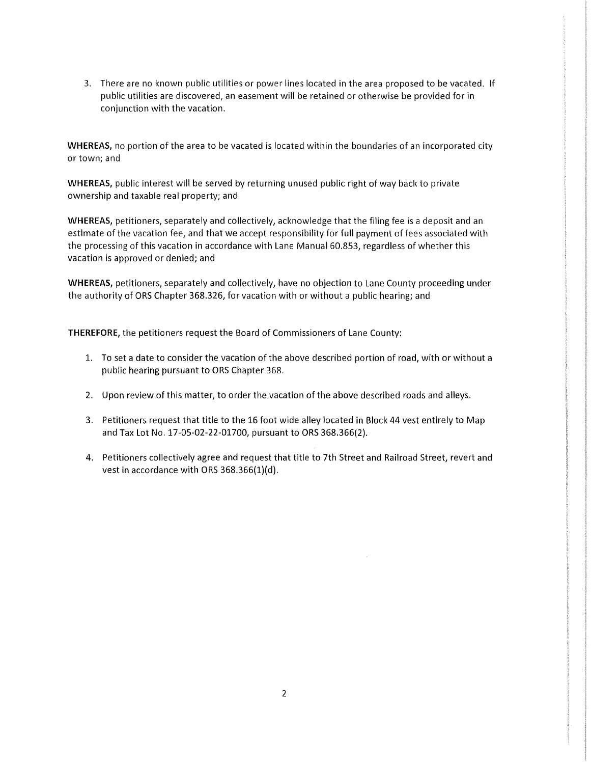3. There are no known public utilities or power lines located in the area proposed to be vacated. If public utilities are discovered, an easement will be retained or otherwise be provided for in conjunction with the vacation.

**WHEREAS,** no portion of the area to be vacated is located within the boundaries of an incorporated city or town; and

**WHEREAS,** public interest will be served by returning unused public right of way back to private ownership and taxable real property; and

**WHEREAS,** petitioners, separately and collectively, acknowledge that the filing fee is a deposit and an estimate of the vacation fee, and that we accept responsibility for full payment of fees associated with the processing of this vacation in accordance with Lane Manual 60.853, regardless of whether this vacation is approved or denied; and

**WHEREAS,** petitioners, separately and collectively, have no objection to Lane County proceeding under the authority of ORS Chapter 368.326, for vacation with or without a public hearing; and

**THEREFORE,** the petitioners request the Board of Commissioners of Lane County:

1. To set a date to consider the vacation of the above described portion of road, with or without a public hearing pursuant to ORS Chapter 368.

2. Upon review of this matter, to order the vacation of the above described roads and alleys.

3. Petitioners request that title to the 16 foot wide alley located in Block 44 vest entirely to Map and Tax Lot No. 17-05-02-22-01700, pursuant to ORS 368.366(2).

4. Petitioners collectively agree and request that title to 7th Street and Railroad Street, revert and vest in accordance with ORS 368.366(1)(d).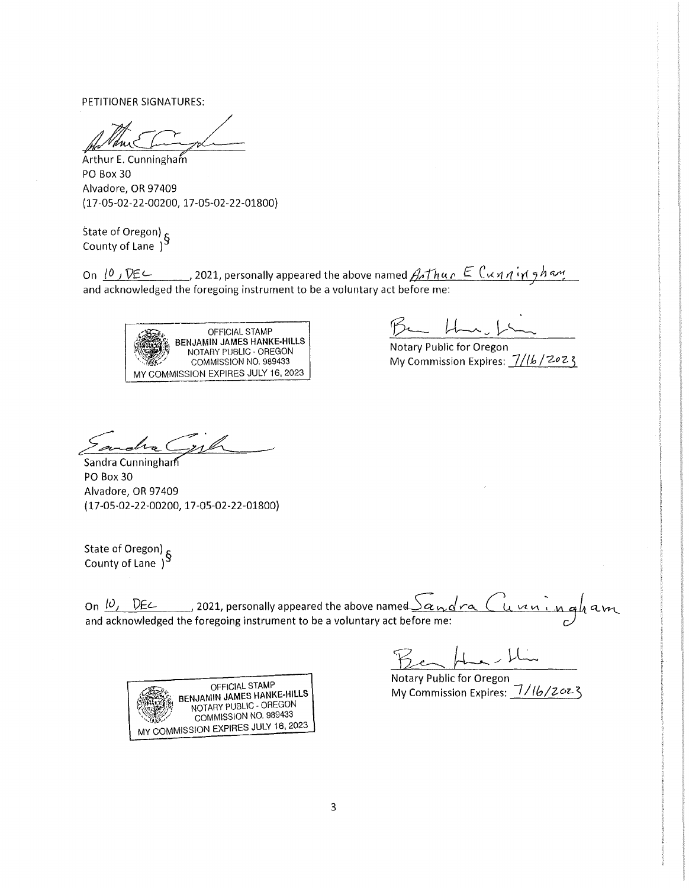PETITIONER SIGNATURES:

Arthur E. Cunningham
PO Box 30
Alvadore, OR 97409
(17-05-02-22-00200, 17-05-02-22-01800)

State of Oregon) §
County of Lane )

On 10, DEC, 2021, personally appeared the above named Arthur E Cunningham and acknowledged the foregoing instrument to be a voluntary act before me:

OFFICIAL STAMP
BENJAMIN JAMES HANKE-HILLS
NOTARY PUBLIC - OREGON
COMMISSION NO. 989433
MY COMMISSION EXPIRES JULY 16, 2023

Notary Public for Oregon
My Commission Expires: 7/16/2023

Sandra Cunningham
PO Box 30
Alvadore, OR 97409
(17-05-02-22-00200, 17-05-02-22-01800)

State of Oregon) §
County of Lane )

On 10, DEC, 2021, personally appeared the above named Sandra Cunningham and acknowledged the foregoing instrument to be a voluntary act before me:

OFFICIAL STAMP
BENJAMIN JAMES HANKE-HILLS
NOTARY PUBLIC - OREGON
COMMISSION NO. 989433
MY COMMISSION EXPIRES JULY 16, 2023

Notary Public for Oregon
My Commission Expires: 7/16/2023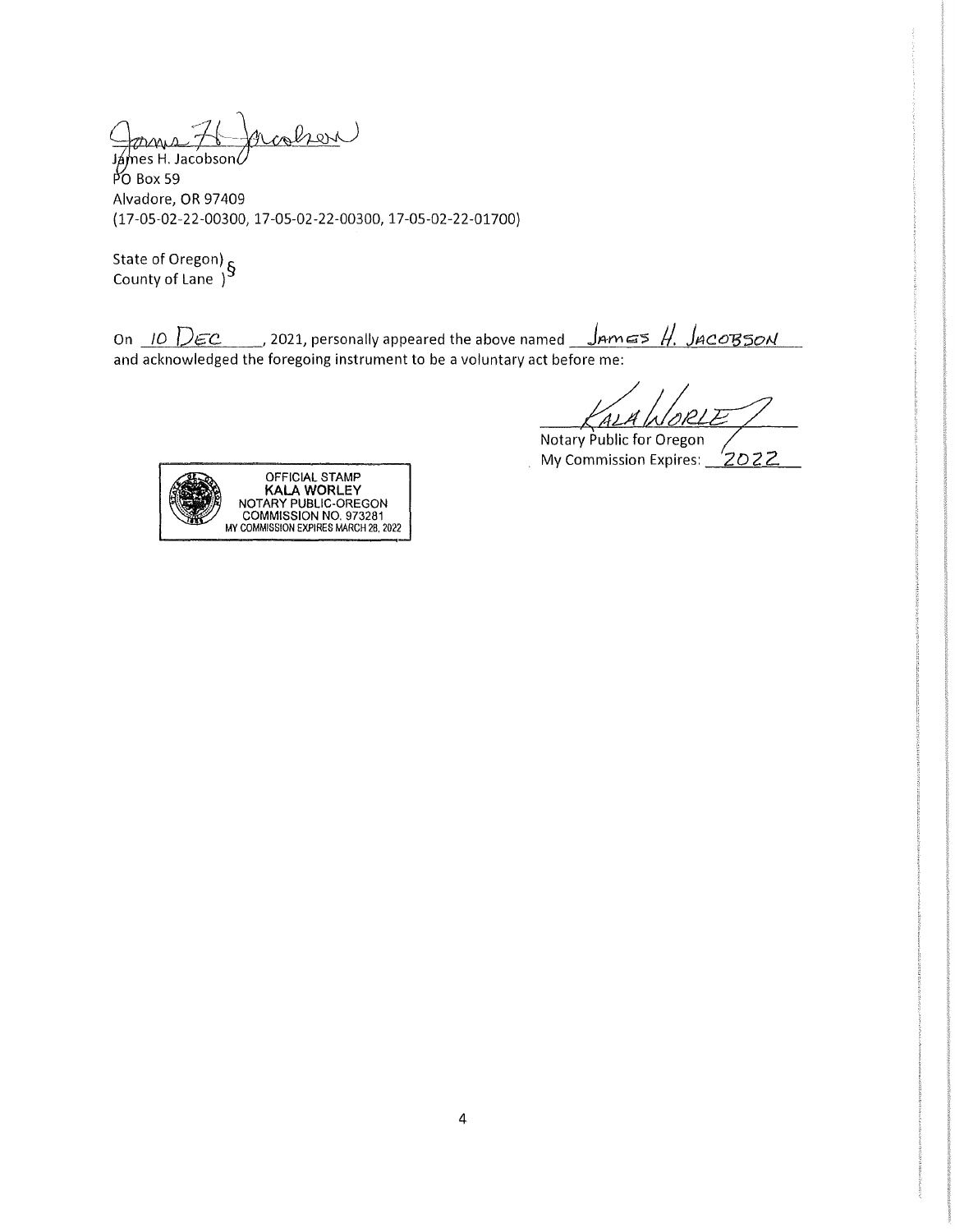James H. Jacobson

PO Box 59

Alvadore, OR 97409

(17-05-02-22-00300, 17-05-02-22-00300, 17-05-02-22-01700)

State of Oregon) §

County of Lane )

On 10 DEC, 2021, personally appeared the above named JAMES H. JACOBSON and acknowledged the foregoing instrument to be a voluntary act before me:

KALA WORLEY

Notary Public for Oregon

My Commission Expires: 2022

OFFICIAL STAMP
**KALA WORLEY**
NOTARY PUBLIC-OREGON
COMMISSION NO. 973281
MY COMMISSION EXPIRES MARCH 28, 2022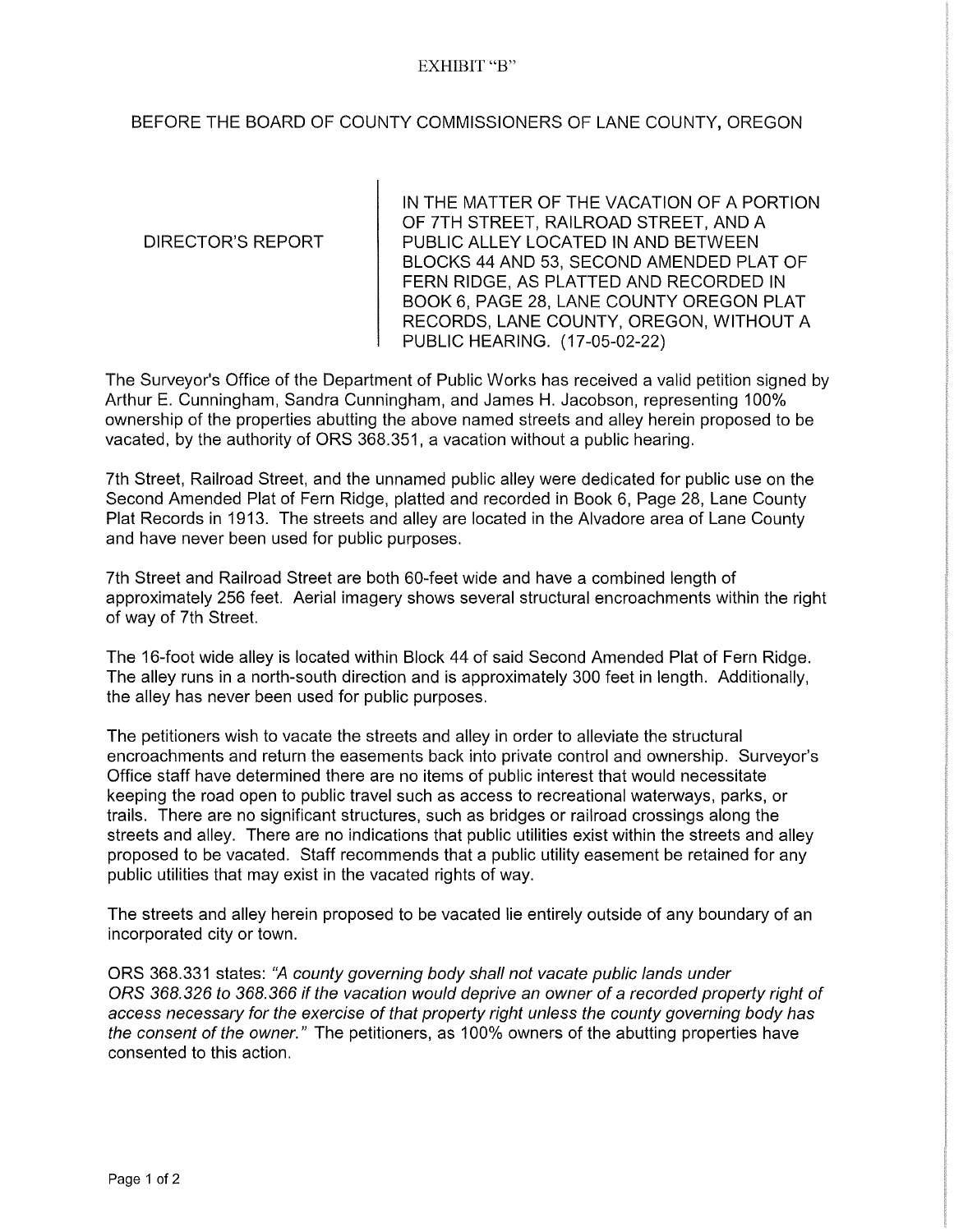EXHIBIT "B"

BEFORE THE BOARD OF COUNTY COMMISSIONERS OF LANE COUNTY, OREGON

| DIRECTOR'S REPORT | IN THE MATTER OF THE VACATION OF A PORTION OF 7TH STREET, RAILROAD STREET, AND A PUBLIC ALLEY LOCATED IN AND BETWEEN BLOCKS 44 AND 53, SECOND AMENDED PLAT OF FERN RIDGE, AS PLATTED AND RECORDED IN BOOK 6, PAGE 28, LANE COUNTY OREGON PLAT RECORDS, LANE COUNTY, OREGON, WITHOUT A PUBLIC HEARING. (17-05-02-22) |
|---|---|

The Surveyor's Office of the Department of Public Works has received a valid petition signed by Arthur E. Cunningham, Sandra Cunningham, and James H. Jacobson, representing 100% ownership of the properties abutting the above named streets and alley herein proposed to be vacated, by the authority of ORS 368.351, a vacation without a public hearing.

7th Street, Railroad Street, and the unnamed public alley were dedicated for public use on the Second Amended Plat of Fern Ridge, platted and recorded in Book 6, Page 28, Lane County Plat Records in 1913. The streets and alley are located in the Alvadore area of Lane County and have never been used for public purposes.

7th Street and Railroad Street are both 60-feet wide and have a combined length of approximately 256 feet. Aerial imagery shows several structural encroachments within the right of way of 7th Street.

The 16-foot wide alley is located within Block 44 of said Second Amended Plat of Fern Ridge. The alley runs in a north-south direction and is approximately 300 feet in length. Additionally, the alley has never been used for public purposes.

The petitioners wish to vacate the streets and alley in order to alleviate the structural encroachments and return the easements back into private control and ownership. Surveyor's Office staff have determined there are no items of public interest that would necessitate keeping the road open to public travel such as access to recreational waterways, parks, or trails. There are no significant structures, such as bridges or railroad crossings along the streets and alley. There are no indications that public utilities exist within the streets and alley proposed to be vacated. Staff recommends that a public utility easement be retained for any public utilities that may exist in the vacated rights of way.

The streets and alley herein proposed to be vacated lie entirely outside of any boundary of an incorporated city or town.

ORS 368.331 states: *"A county governing body shall not vacate public lands under ORS 368.326 to 368.366 if the vacation would deprive an owner of a recorded property right of access necessary for the exercise of that property right unless the county governing body has the consent of the owner."* The petitioners, as 100% owners of the abutting properties have consented to this action.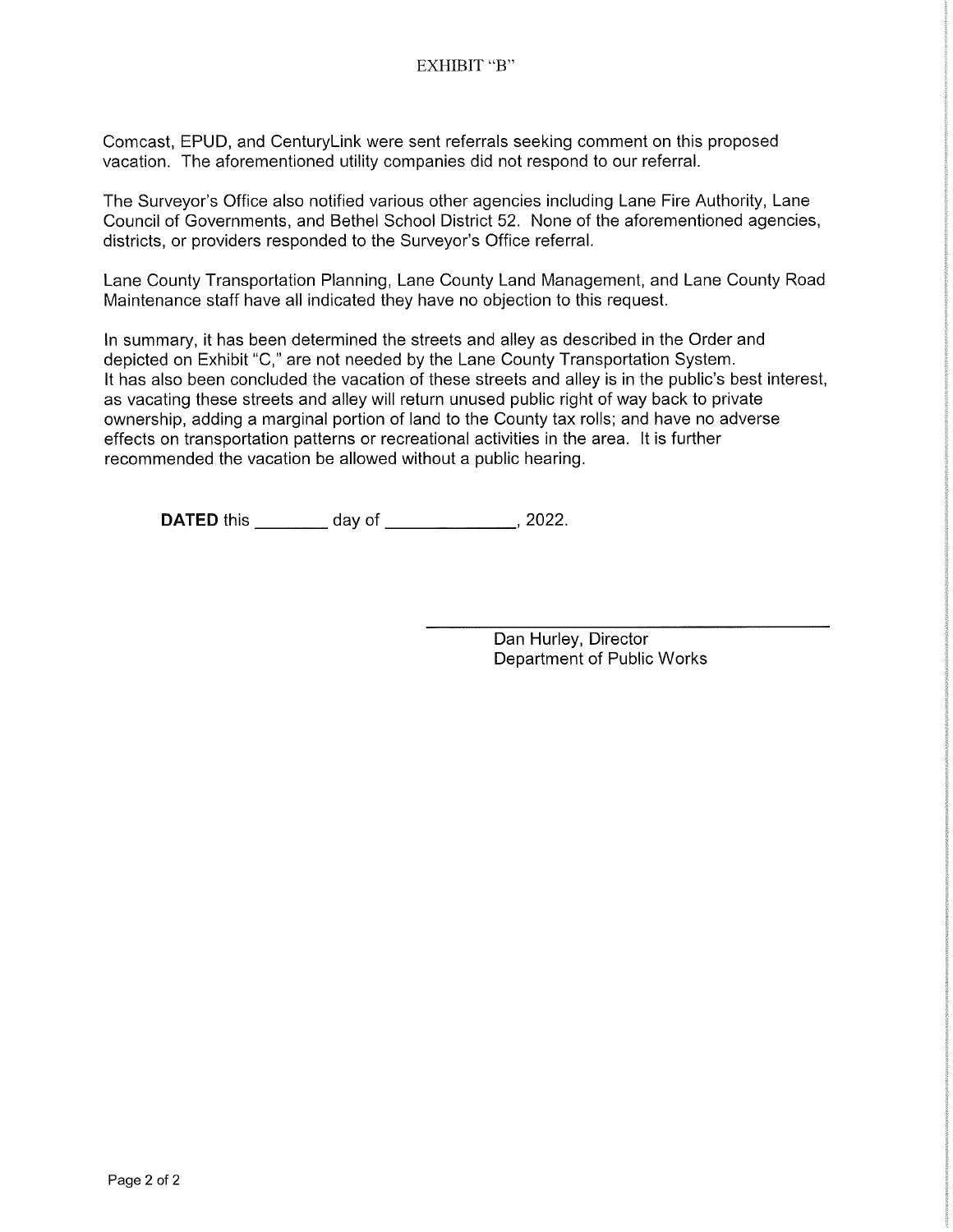EXHIBIT "B"

Comcast, EPUD, and CenturyLink were sent referrals seeking comment on this proposed vacation. The aforementioned utility companies did not respond to our referral.

The Surveyor's Office also notified various other agencies including Lane Fire Authority, Lane Council of Governments, and Bethel School District 52. None of the aforementioned agencies, districts, or providers responded to the Surveyor's Office referral.

Lane County Transportation Planning, Lane County Land Management, and Lane County Road Maintenance staff have all indicated they have no objection to this request.

In summary, it has been determined the streets and alley as described in the Order and depicted on Exhibit "C," are not needed by the Lane County Transportation System. It has also been concluded the vacation of these streets and alley is in the public's best interest, as vacating these streets and alley will return unused public right of way back to private ownership, adding a marginal portion of land to the County tax rolls; and have no adverse effects on transportation patterns or recreational activities in the area. It is further recommended the vacation be allowed without a public hearing.

**DATED** this ________ day of ______________, 2022.

\_\_\_\_\_\_\_\_\_\_\_\_\_\_\_\_\_\_\_\_\_\_\_\_\_\_\_\_\_\_\_\_\_\_\_\_\_\_\_\_

Dan Hurley, Director
Department of Public Works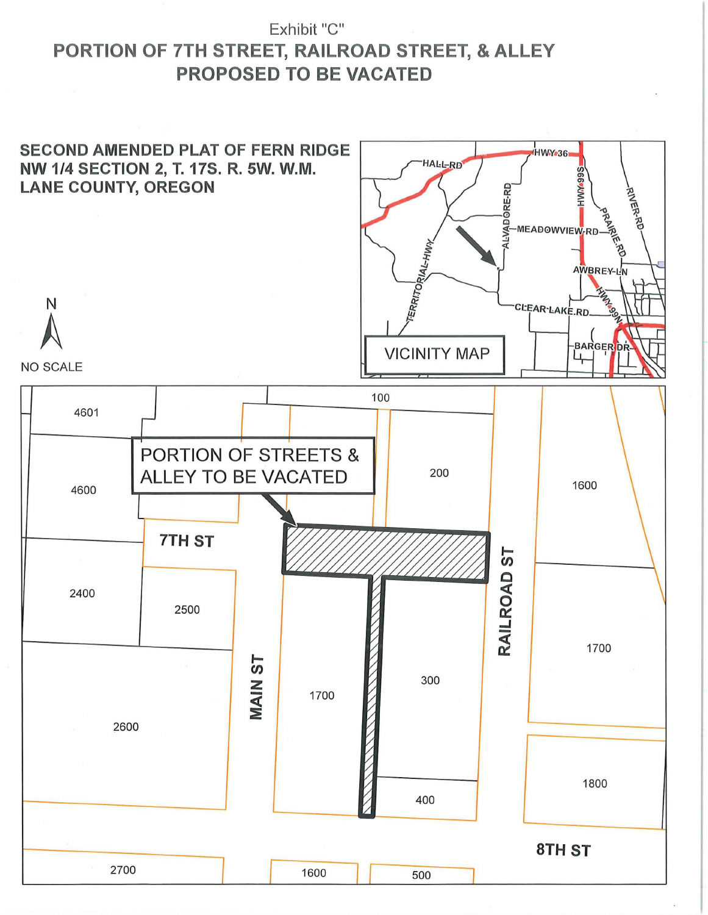Exhibit "C"

# PORTION OF 7TH STREET, RAILROAD STREET, & ALLEY PROPOSED TO BE VACATED

**SECOND AMENDED PLAT OF FERN RIDGE**
**NW 1/4 SECTION 2, T. 17S. R. 5W. W.M.**
**LANE COUNTY, OREGON**

N

NO SCALE

VICINITY MAP

HWY 36
HALL-RD
ALVADORE-RD
HWY 99S
MEADOWVIEW-RD
PRAIRIE-RD
RIVER-RD
AWBREY-LN
TERRITORIAL-HWY
HWY 99N
CLEAR-LAKE-RD
BARGER DR

PORTION OF STREETS & ALLEY TO BE VACATED

7TH ST
MAIN ST
RAILROAD ST
8TH ST

4601
100
4600
200
1600
2400
2500
1700
300
1700
2600
400
1800
2700
1600
500